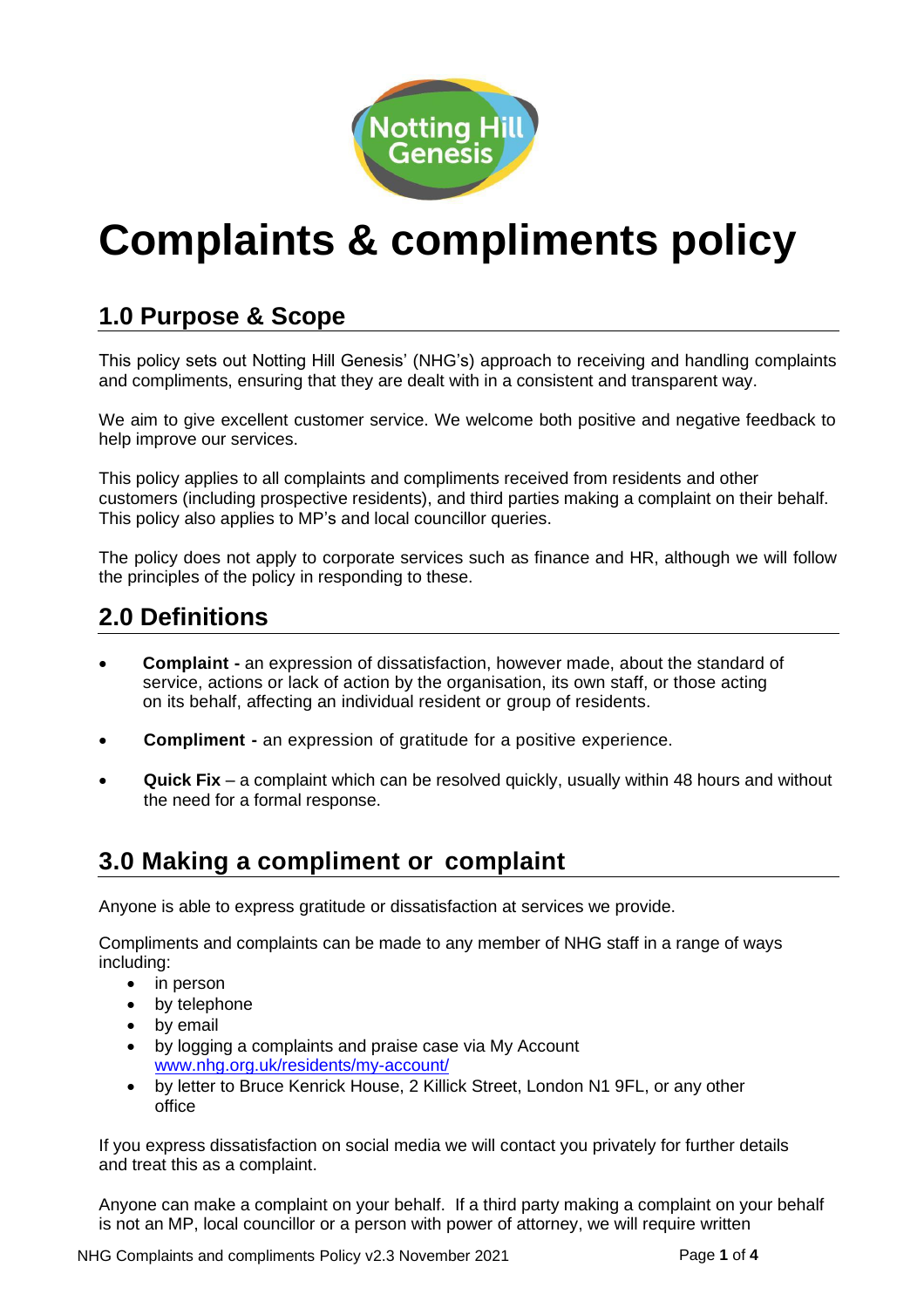# Complaints & compliments policy

## 1.0 Purpose & Scope

This policy sets out Notting Hill Genesis' (NHG's) approach to receiving and handling complaints and compliments, ensuring that they are dealt with in a consistent and transparent way.

We aim to give excellent customer service. We welcome both positive and negative feedback to help improve our services.

This policy applies to all complaints and compliments received from residents and other customers (including prospective residents), and third parties making a complaint on their behalf. This policy also applies to MP's and local councillor queries.

The policy does not apply to corporate services such as finance and HR, although we will follow the principles of the policy in responding to these.

## 2.0 Definitions

- **Complaint -** an expression of dissatisfaction, however made, about the standard of service, actions or lack of action by the organisation, its own staff, or those acting on its behalf, affecting an individual resident or group of residents.
- **Compliment -** an expression of gratitude for a positive experience.
- **Quick Fix** – a complaint which can be resolved quickly, usually within 48 hours and without the need for a formal response.

## 3.0 Making a compliment or complaint

Anyone is able to express gratitude or dissatisfaction at services we provide.

Compliments and complaints can be made to any member of NHG staff in a range of ways including:

- in person
- by telephone
- by email
- by logging a complaints and praise case via My Account www.nhg.org.uk/residents/my-account/
- by letter to Bruce Kenrick House, 2 Killick Street, London N1 9FL, or any other office

If you express dissatisfaction on social media we will contact you privately for further details and treat this as a complaint.

Anyone can make a complaint on your behalf. If a third party making a complaint on your behalf is not an MP, local councillor or a person with power of attorney, we will require written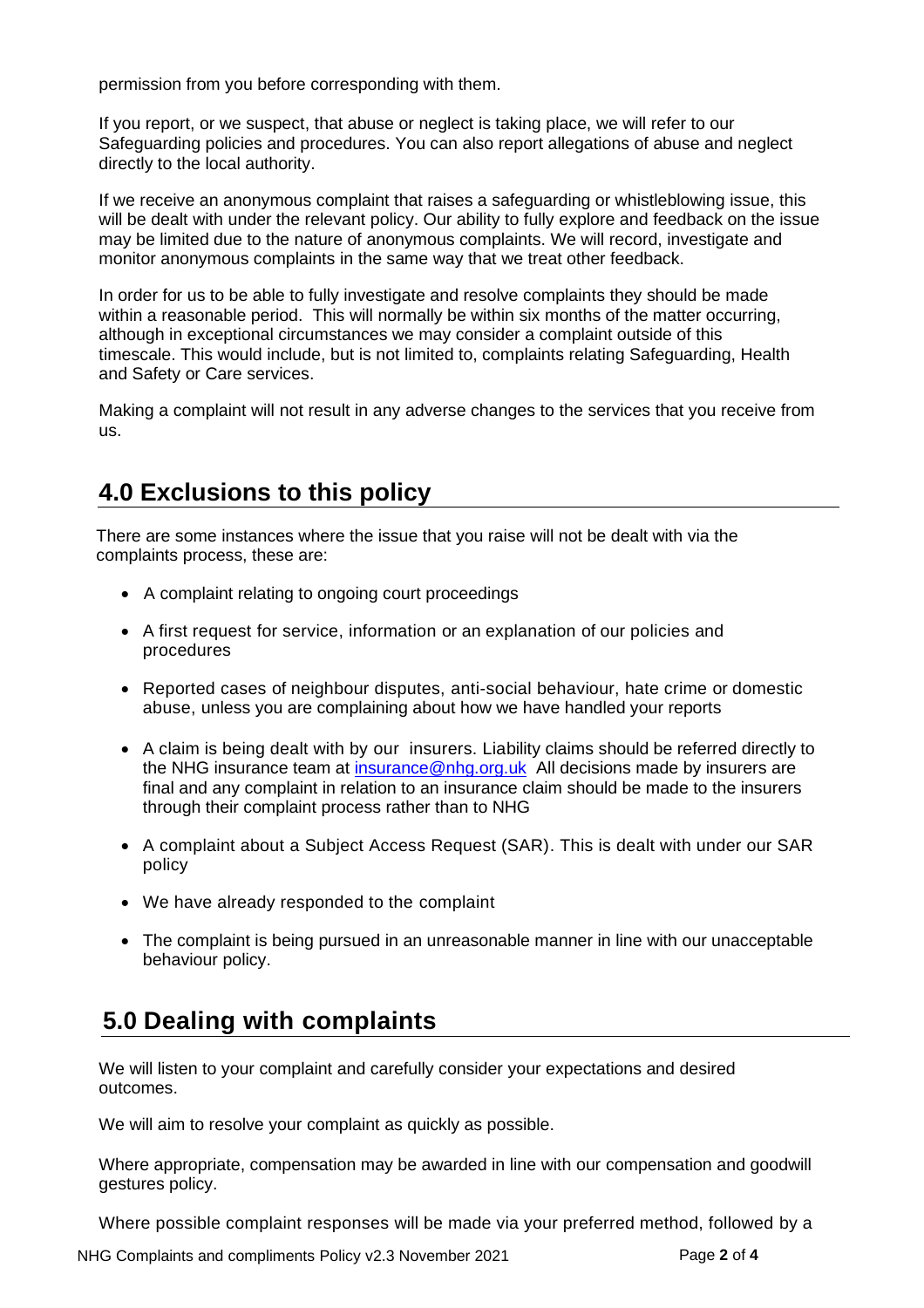permission from you before corresponding with them.

If you report, or we suspect, that abuse or neglect is taking place, we will refer to our Safeguarding policies and procedures. You can also report allegations of abuse and neglect directly to the local authority.

If we receive an anonymous complaint that raises a safeguarding or whistleblowing issue, this will be dealt with under the relevant policy. Our ability to fully explore and feedback on the issue may be limited due to the nature of anonymous complaints. We will record, investigate and monitor anonymous complaints in the same way that we treat other feedback.

In order for us to be able to fully investigate and resolve complaints they should be made within a reasonable period. This will normally be within six months of the matter occurring, although in exceptional circumstances we may consider a complaint outside of this timescale. This would include, but is not limited to, complaints relating Safeguarding, Health and Safety or Care services.

Making a complaint will not result in any adverse changes to the services that you receive from us.

## 4.0 Exclusions to this policy

There are some instances where the issue that you raise will not be dealt with via the complaints process, these are:

- A complaint relating to ongoing court proceedings
- A first request for service, information or an explanation of our policies and procedures
- Reported cases of neighbour disputes, anti-social behaviour, hate crime or domestic abuse, unless you are complaining about how we have handled your reports
- A claim is being dealt with by our insurers. Liability claims should be referred directly to the NHG insurance team at insurance@nhg.org.uk All decisions made by insurers are final and any complaint in relation to an insurance claim should be made to the insurers through their complaint process rather than to NHG
- A complaint about a Subject Access Request (SAR). This is dealt with under our SAR policy
- We have already responded to the complaint
- The complaint is being pursued in an unreasonable manner in line with our unacceptable behaviour policy.

## 5.0 Dealing with complaints

We will listen to your complaint and carefully consider your expectations and desired outcomes.

We will aim to resolve your complaint as quickly as possible.

Where appropriate, compensation may be awarded in line with our compensation and goodwill gestures policy.

Where possible complaint responses will be made via your preferred method, followed by a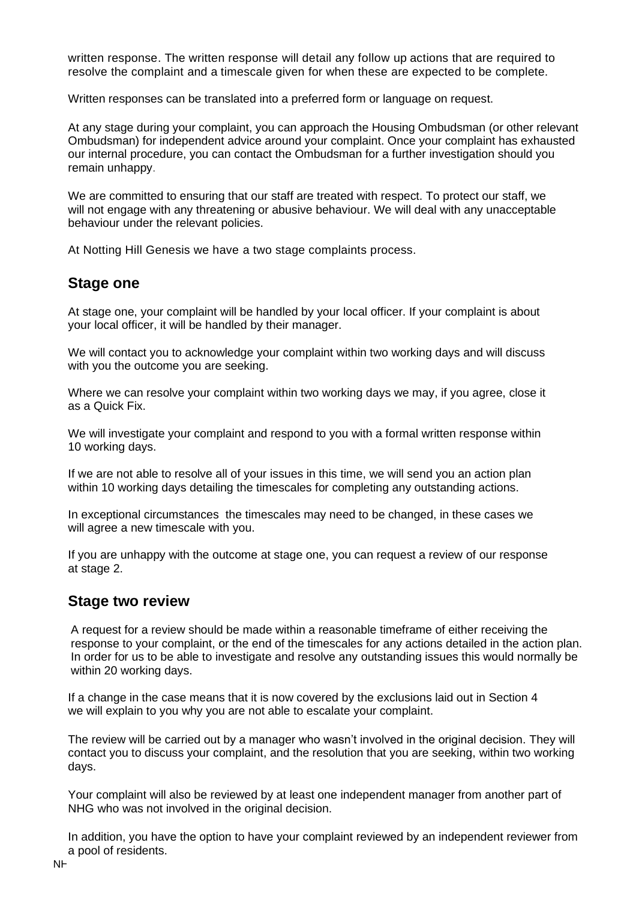written response. The written response will detail any follow up actions that are required to resolve the complaint and a timescale given for when these are expected to be complete.

Written responses can be translated into a preferred form or language on request.

At any stage during your complaint, you can approach the Housing Ombudsman (or other relevant Ombudsman) for independent advice around your complaint. Once your complaint has exhausted our internal procedure, you can contact the Ombudsman for a further investigation should you remain unhappy.

We are committed to ensuring that our staff are treated with respect. To protect our staff, we will not engage with any threatening or abusive behaviour. We will deal with any unacceptable behaviour under the relevant policies.

At Notting Hill Genesis we have a two stage complaints process.

## Stage one

At stage one, your complaint will be handled by your local officer. If your complaint is about your local officer, it will be handled by their manager.

We will contact you to acknowledge your complaint within two working days and will discuss with you the outcome you are seeking.

Where we can resolve your complaint within two working days we may, if you agree, close it as a Quick Fix.

We will investigate your complaint and respond to you with a formal written response within 10 working days.

If we are not able to resolve all of your issues in this time, we will send you an action plan within 10 working days detailing the timescales for completing any outstanding actions.

In exceptional circumstances the timescales may need to be changed, in these cases we will agree a new timescale with you.

If you are unhappy with the outcome at stage one, you can request a review of our response at stage 2.

## Stage two review

A request for a review should be made within a reasonable timeframe of either receiving the response to your complaint, or the end of the timescales for any actions detailed in the action plan. In order for us to be able to investigate and resolve any outstanding issues this would normally be within 20 working days.

If a change in the case means that it is now covered by the exclusions laid out in Section 4 we will explain to you why you are not able to escalate your complaint.

The review will be carried out by a manager who wasn't involved in the original decision. They will contact you to discuss your complaint, and the resolution that you are seeking, within two working days.

Your complaint will also be reviewed by at least one independent manager from another part of NHG who was not involved in the original decision.

In addition, you have the option to have your complaint reviewed by an independent reviewer from a pool of residents.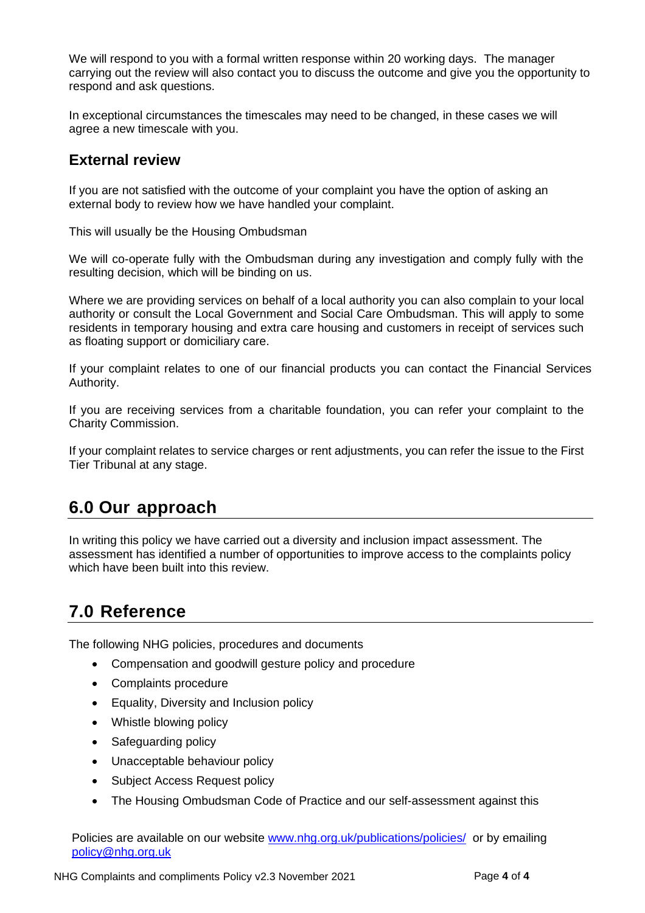We will respond to you with a formal written response within 20 working days. The manager carrying out the review will also contact you to discuss the outcome and give you the opportunity to respond and ask questions.

In exceptional circumstances the timescales may need to be changed, in these cases we will agree a new timescale with you.

### External review

If you are not satisfied with the outcome of your complaint you have the option of asking an external body to review how we have handled your complaint.

This will usually be the Housing Ombudsman

We will co-operate fully with the Ombudsman during any investigation and comply fully with the resulting decision, which will be binding on us.

Where we are providing services on behalf of a local authority you can also complain to your local authority or consult the Local Government and Social Care Ombudsman. This will apply to some residents in temporary housing and extra care housing and customers in receipt of services such as floating support or domiciliary care.

If your complaint relates to one of our financial products you can contact the Financial Services Authority.

If you are receiving services from a charitable foundation, you can refer your complaint to the Charity Commission.

If your complaint relates to service charges or rent adjustments, you can refer the issue to the First Tier Tribunal at any stage.

## 6.0 Our approach

In writing this policy we have carried out a diversity and inclusion impact assessment. The assessment has identified a number of opportunities to improve access to the complaints policy which have been built into this review.

## 7.0 Reference

The following NHG policies, procedures and documents

- Compensation and goodwill gesture policy and procedure
- Complaints procedure
- Equality, Diversity and Inclusion policy
- Whistle blowing policy
- Safeguarding policy
- Unacceptable behaviour policy
- Subject Access Request policy
- The Housing Ombudsman Code of Practice and our self-assessment against this

Policies are available on our website [www.nhg.org.uk/publications/policies/](http://www.nhg.org.uk/publications/policies/) or by emailing [policy@nhg.org.uk](mailto:policy@nhg.org.uk)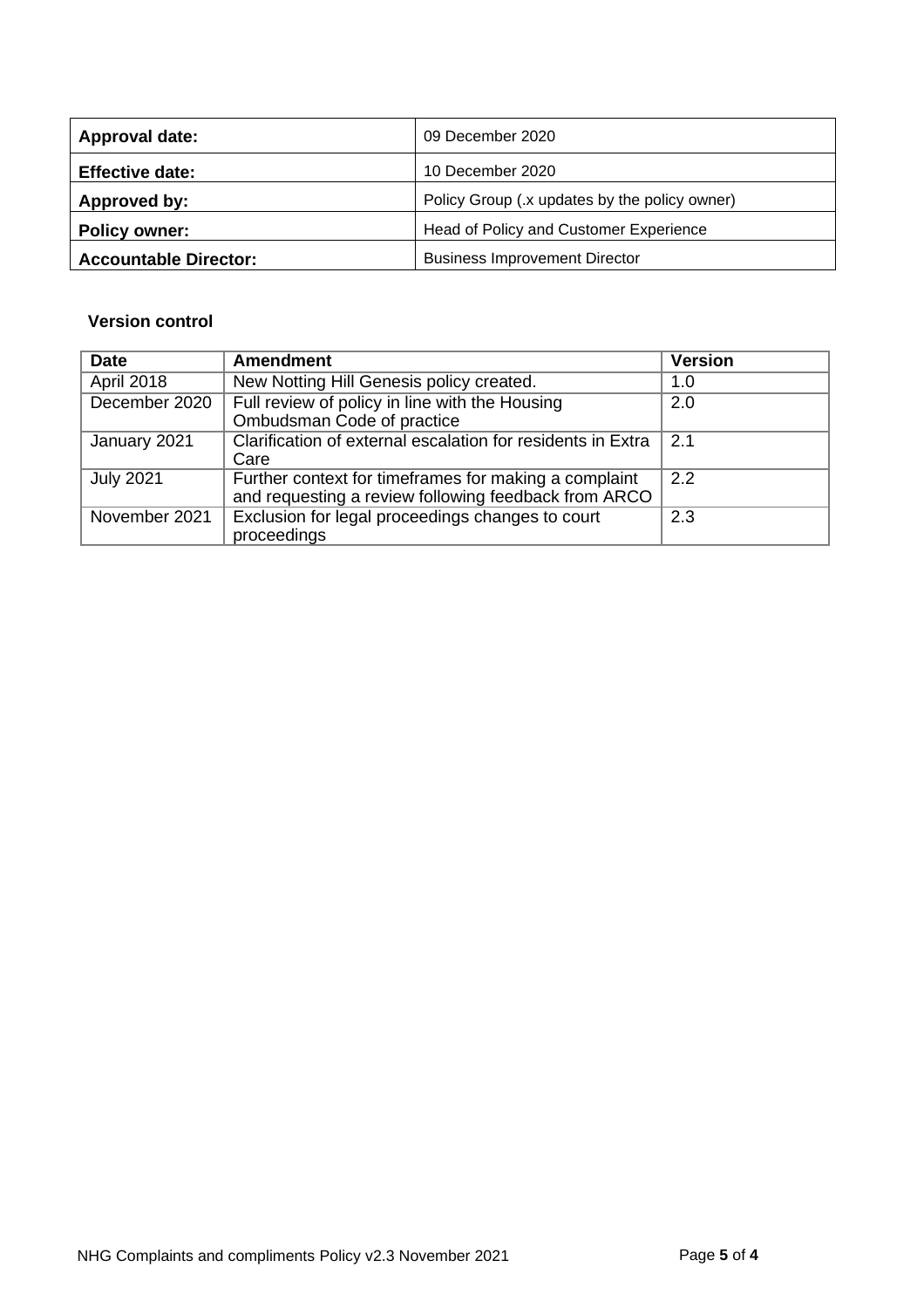| | |
|---|---|
| **Approval date:** | 09 December 2020 |
| **Effective date:** | 10 December 2020 |
| **Approved by:** | Policy Group (.x updates by the policy owner) |
| **Policy owner:** | Head of Policy and Customer Experience |
| **Accountable Director:** | Business Improvement Director |

**Version control**

| Date | Amendment | Version |
|---|---|---|
| April 2018 | New Notting Hill Genesis policy created. | 1.0 |
| December 2020 | Full review of policy in line with the Housing Ombudsman Code of practice | 2.0 |
| January 2021 | Clarification of external escalation for residents in Extra Care | 2.1 |
| July 2021 | Further context for timeframes for making a complaint and requesting a review following feedback from ARCO | 2.2 |
| November 2021 | Exclusion for legal proceedings changes to court proceedings | 2.3 |